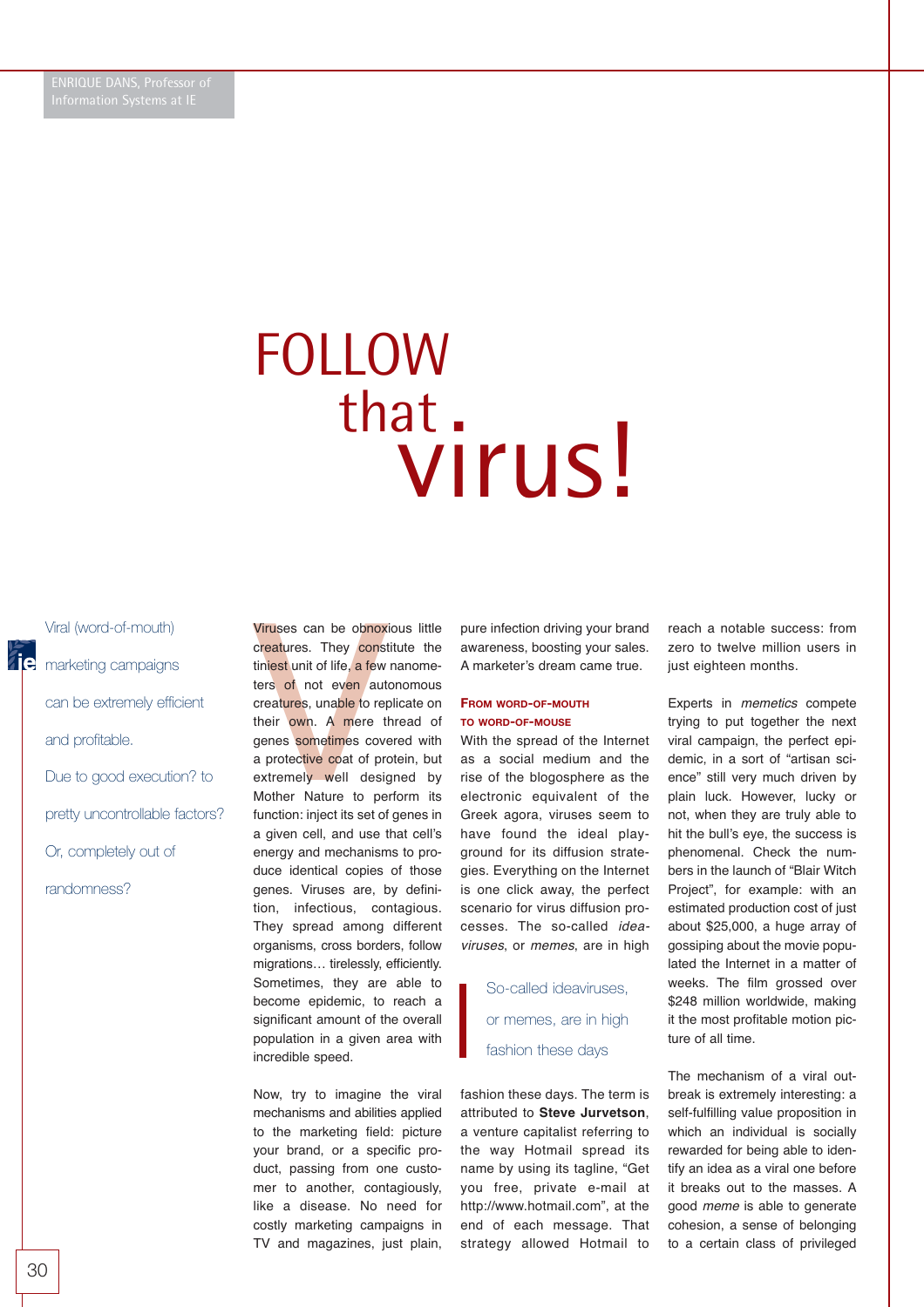ENRIQUE DANS, Professor of Information Systems at IE

# FOLLOW that virus!

Viral (word-of-mouth) marketing campaigns can be extremely efficient and profitable. Due to good execution? to pretty uncontrollable factors? Or, completely out of randomness?

Viruses can be obnoxious little creatures. They constitute the tiniest unit of life, a few nanometers of not even autonomous creatures, unable to replicate on their own. A mere thread of genes sometimes covered with a protective coat of protein, but extremely well designed by Mother Nature to perform its function: inject its set of genes in a given cell, and use that cell's energy and mechanisms to produce identical copies of those genes. Viruses are, by definition, infectious, contagious. They spread among different organisms, cross borders, follow migrations… tirelessly, efficiently. Sometimes, they are able to become epidemic, to reach a significant amount of the overall population in a given area with incredible speed.

Now, try to imagine the viral mechanisms and abilities applied to the marketing field: picture your brand, or a specific product, passing from one customer to another, contagiously, like a disease. No need for costly marketing campaigns in TV and magazines, just plain, pure infection driving your brand awareness, boosting your sales. A marketer's dream came true.

### From word-of-mouth to word-of-mouse

With the spread of the Internet as a social medium and the rise of the blogosphere as the electronic equivalent of the Greek agora, viruses seem to have found the ideal playground for its diffusion strategies. Everything on the Internet is one click away, the perfect scenario for virus diffusion processes. The so-called *ideaviruses*, or *memes*, are in high fashion these days. The term is attributed to **Steve Jurvetson**, a venture capitalist referring to the way Hotmail spread its name by using its tagline, "Get you free, private e-mail at http://www.hotmail.com", at the end of each message. That strategy allowed Hotmail to reach a notable success: from zero to twelve million users in just eighteen months.

> So-called ideaviruses, or memes, are in high fashion these days

Experts in *memetics* compete trying to put together the next viral campaign, the perfect epidemic, in a sort of "artisan science" still very much driven by plain luck. However, lucky or not, when they are truly able to hit the bull's eye, the success is phenomenal. Check the numbers in the launch of "Blair Witch Project", for example: with an estimated production cost of just about $25,000, a huge array of gossiping about the movie populated the Internet in a matter of weeks. The film grossed over $248 million worldwide, making it the most profitable motion picture of all time.

The mechanism of a viral outbreak is extremely interesting: a self-fulfilling value proposition in which an individual is socially rewarded for being able to identify an idea as a viral one before it breaks out to the masses. A good *meme* is able to generate cohesion, a sense of belonging to a certain class of privileged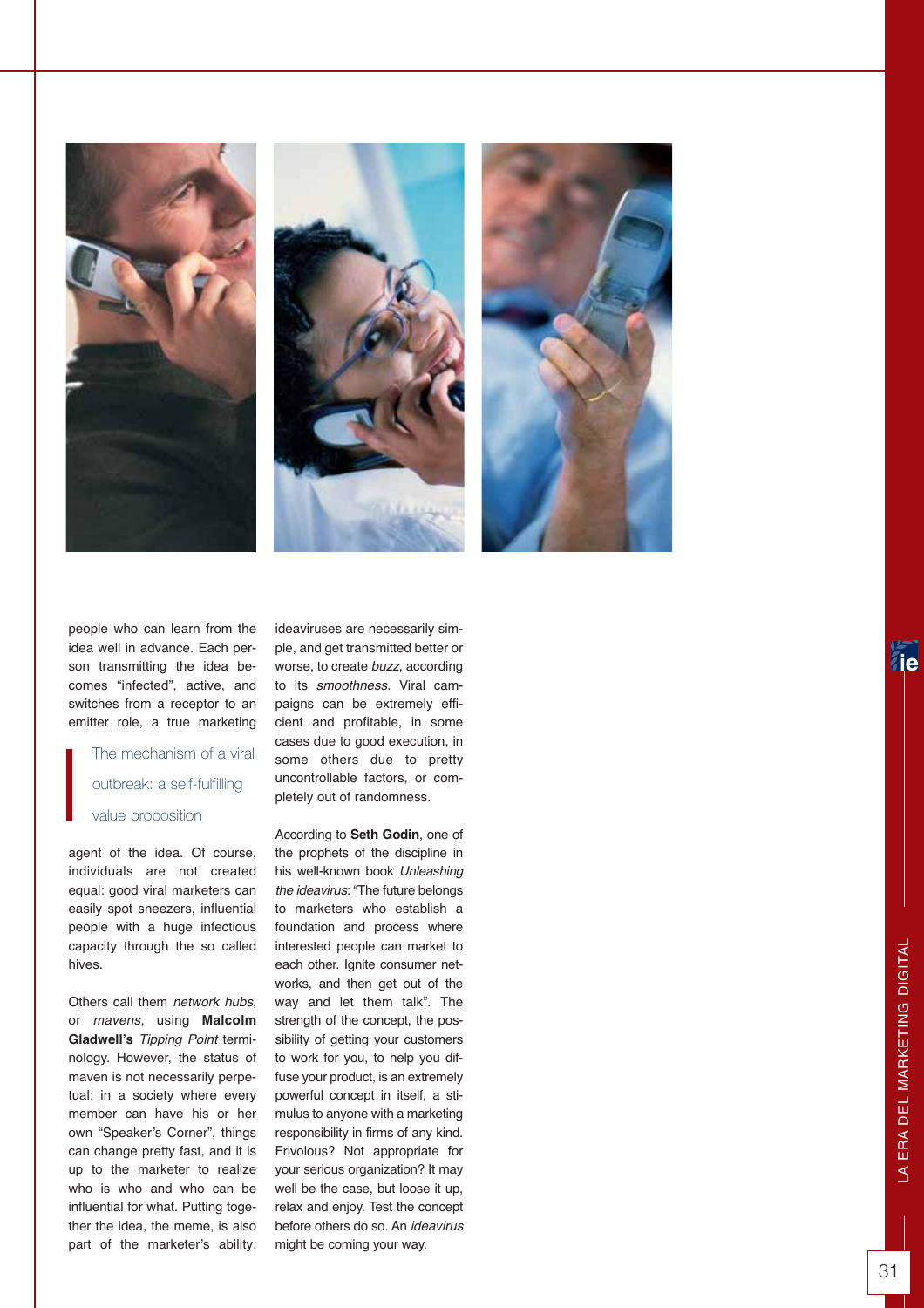people who can learn from the idea well in advance. Each person transmitting the idea becomes "infected", active, and switches from a receptor to an emitter role, a true marketing agent of the idea. Of course, individuals are not created equal: good viral marketers can easily spot sneezers, influential people with a huge infectious capacity through the so called hives.

> The mechanism of a viral outbreak: a self-fulfilling value proposition

Others call them *network hubs*, or *mavens*, using **Malcolm Gladwell's** *Tipping Point* terminology. However, the status of maven is not necessarily perpetual: in a society where every member can have his or her own "Speaker's Corner", things can change pretty fast, and it is up to the marketer to realize who is who and who can be influential for what. Putting together the idea, the meme, is also part of the marketer's ability: ideaviruses are necessarily simple, and get transmitted better or worse, to create *buzz*, according to its *smoothness*. Viral campaigns can be extremely efficient and profitable, in some cases due to good execution, in some others due to pretty uncontrollable factors, or completely out of randomness.

According to **Seth Godin**, one of the prophets of the discipline in his well-known book *Unleashing the ideavirus*: "The future belongs to marketers who establish a foundation and process where interested people can market to each other. Ignite consumer networks, and then get out of the way and let them talk". The strength of the concept, the possibility of getting your customers to work for you, to help you diffuse your product, is an extremely powerful concept in itself, a stimulus to anyone with a marketing responsibility in firms of any kind. Frivolous? Not appropriate for your serious organization? It may well be the case, but loose it up, relax and enjoy. Test the concept before others do so. An *ideavirus* might be coming your way.